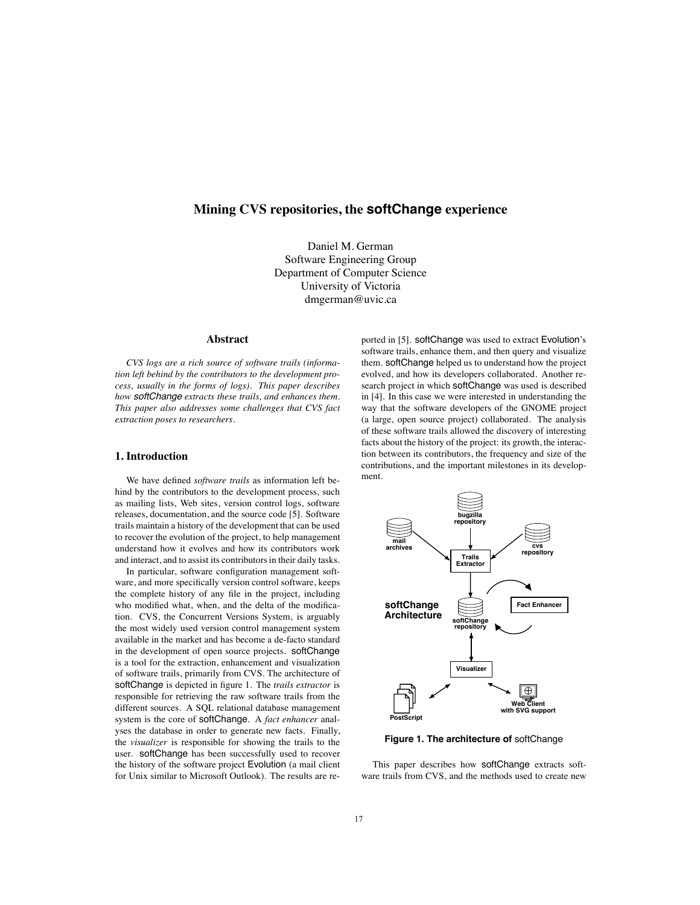# Mining CVS repositories, the **softChange** experience

Daniel M. German
Software Engineering Group
Department of Computer Science
University of Victoria
dmgerman@uvic.ca

## Abstract

*CVS logs are a rich source of software trails (information left behind by the contributors to the development process, usually in the forms of logs). This paper describes how softChange extracts these trails, and enhances them. This paper also addresses some challenges that CVS fact extraction poses to researchers.*

## 1. Introduction

We have defined *software trails* as information left behind by the contributors to the development process, such as mailing lists, Web sites, version control logs, software releases, documentation, and the source code [5]. Software trails maintain a history of the development that can be used to recover the evolution of the project, to help management understand how it evolves and how its contributors work and interact, and to assist its contributors in their daily tasks.

In particular, software configuration management software, and more specifically version control software, keeps the complete history of any file in the project, including who modified what, when, and the delta of the modification. CVS, the Concurrent Versions System, is arguably the most widely used version control management system available in the market and has become a de-facto standard in the development of open source projects. softChange is a tool for the extraction, enhancement and visualization of software trails, primarily from CVS. The architecture of softChange is depicted in figure 1. The *trails extractor* is responsible for retrieving the raw software trails from the different sources. A SQL relational database management system is the core of softChange. A *fact enhancer* analyses the database in order to generate new facts. Finally, the *visualizer* is responsible for showing the trails to the user. softChange has been successfully used to recover the history of the software project Evolution (a mail client for Unix similar to Microsoft Outlook). The results are reported in [5]. softChange was used to extract Evolution's software trails, enhance them, and then query and visualize them. softChange helped us to understand how the project evolved, and how its developers collaborated. Another research project in which softChange was used is described in [4]. In this case we were interested in understanding the way that the software developers of the GNOME project (a large, open source project) collaborated. The analysis of these software trails allowed the discovery of interesting facts about the history of the project: its growth, the interaction between its contributors, the frequency and size of the contributions, and the important milestones in its development.

**Figure 1. The architecture of** softChange

This paper describes how softChange extracts software trails from CVS, and the methods used to create new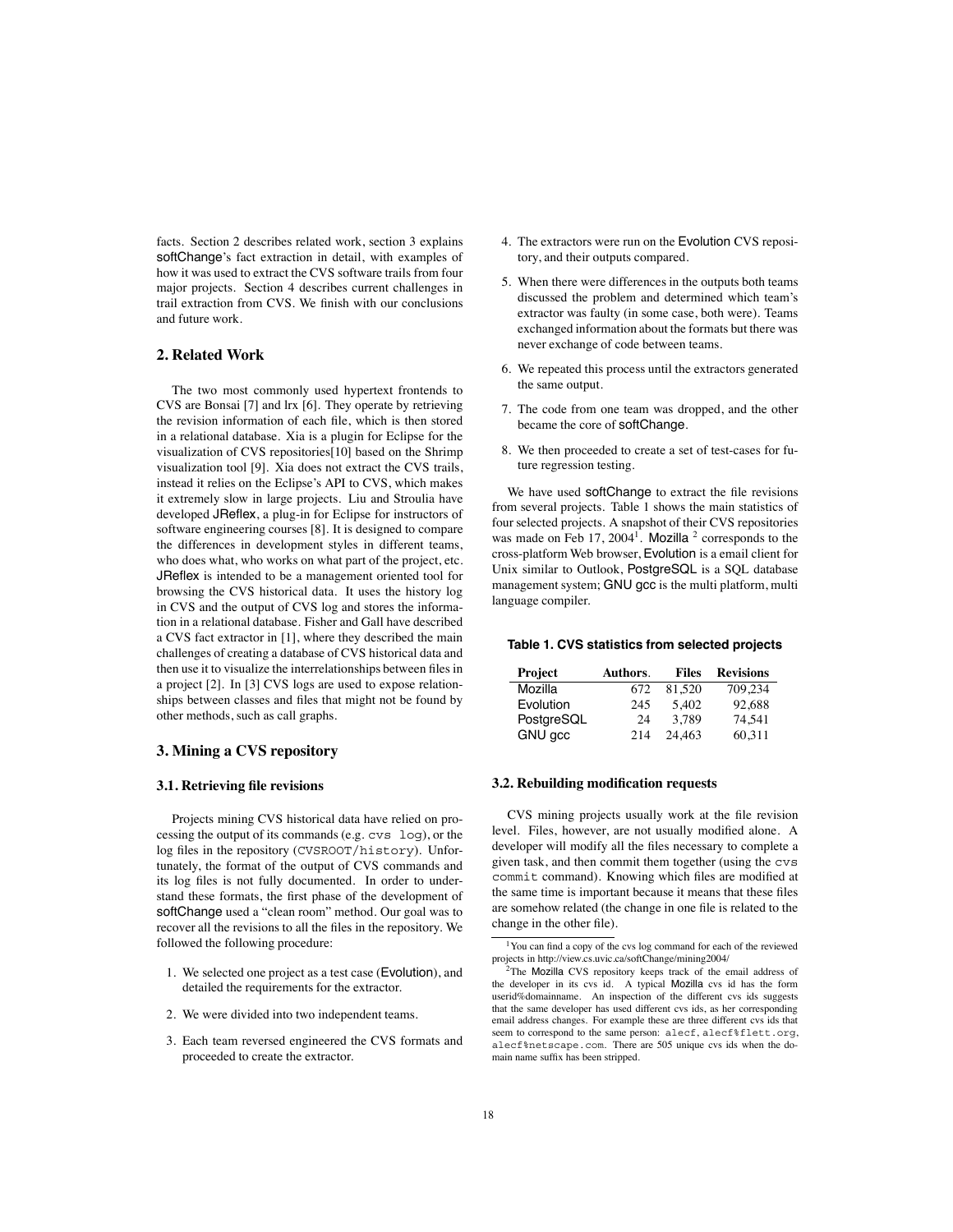facts. Section 2 describes related work, section 3 explains softChange's fact extraction in detail, with examples of how it was used to extract the CVS software trails from four major projects. Section 4 describes current challenges in trail extraction from CVS. We finish with our conclusions and future work.

## 2. Related Work

The two most commonly used hypertext frontends to CVS are Bonsai [7] and lrx [6]. They operate by retrieving the revision information of each file, which is then stored in a relational database. Xia is a plugin for Eclipse for the visualization of CVS repositories[10] based on the Shrimp visualization tool [9]. Xia does not extract the CVS trails, instead it relies on the Eclipse's API to CVS, which makes it extremely slow in large projects. Liu and Stroulia have developed JReflex, a plug-in for Eclipse for instructors of software engineering courses [8]. It is designed to compare the differences in development styles in different teams, who does what, who works on what part of the project, etc. JReflex is intended to be a management oriented tool for browsing the CVS historical data. It uses the history log in CVS and the output of CVS log and stores the information in a relational database. Fisher and Gall have described a CVS fact extractor in [1], where they described the main challenges of creating a database of CVS historical data and then use it to visualize the interrelationships between files in a project [2]. In [3] CVS logs are used to expose relationships between classes and files that might not be found by other methods, such as call graphs.

## 3. Mining a CVS repository

### 3.1. Retrieving file revisions

Projects mining CVS historical data have relied on processing the output of its commands (e.g. `cvs log`), or the log files in the repository (`CVSROOT/history`). Unfortunately, the format of the output of CVS commands and its log files is not fully documented. In order to understand these formats, the first phase of the development of softChange used a "clean room" method. Our goal was to recover all the revisions to all the files in the repository. We followed the following procedure:

1. We selected one project as a test case (Evolution), and detailed the requirements for the extractor.
2. We were divided into two independent teams.
3. Each team reversed engineered the CVS formats and proceeded to create the extractor.
4. The extractors were run on the Evolution CVS repository, and their outputs compared.
5. When there were differences in the outputs both teams discussed the problem and determined which team's extractor was faulty (in some case, both were). Teams exchanged information about the formats but there was never exchange of code between teams.
6. We repeated this process until the extractors generated the same output.
7. The code from one team was dropped, and the other became the core of softChange.
8. We then proceeded to create a set of test-cases for future regression testing.

We have used softChange to extract the file revisions from several projects. Table 1 shows the main statistics of four selected projects. A snapshot of their CVS repositories was made on Feb 17, 2004[1]. Mozilla [2] corresponds to the cross-platform Web browser, Evolution is a email client for Unix similar to Outlook, PostgreSQL is a SQL database management system; GNU gcc is the multi platform, multi language compiler.

**Table 1. CVS statistics from selected projects**

| Project | Authors. | Files | Revisions |
|---|---|---|---|
| Mozilla | 672 | 81,520 | 709,234 |
| Evolution | 245 | 5,402 | 92,688 |
| PostgreSQL | 24 | 3,789 | 74,541 |
| GNU gcc | 214 | 24,463 | 60,311 |

### 3.2. Rebuilding modification requests

CVS mining projects usually work at the file revision level. Files, however, are not usually modified alone. A developer will modify all the files necessary to complete a given task, and then commit them together (using the `cvs commit` command). Knowing which files are modified at the same time is important because it means that these files are somehow related (the change in one file is related to the change in the other file).

[1] You can find a copy of the cvs log command for each of the reviewed projects in http://view.cs.uvic.ca/softChange/mining2004/

[2] The Mozilla CVS repository keeps track of the email address of the developer in its cvs id. A typical Mozilla cvs id has the form userid%domainname. An inspection of the different cvs ids suggests that the same developer has used different cvs ids, as her corresponding email address changes. For example these are three different cvs ids that seem to correspond to the same person: `alecf`, `alecf%flett.org`, `alecf%netscape.com`. There are 505 unique cvs ids when the domain name suffix has been stripped.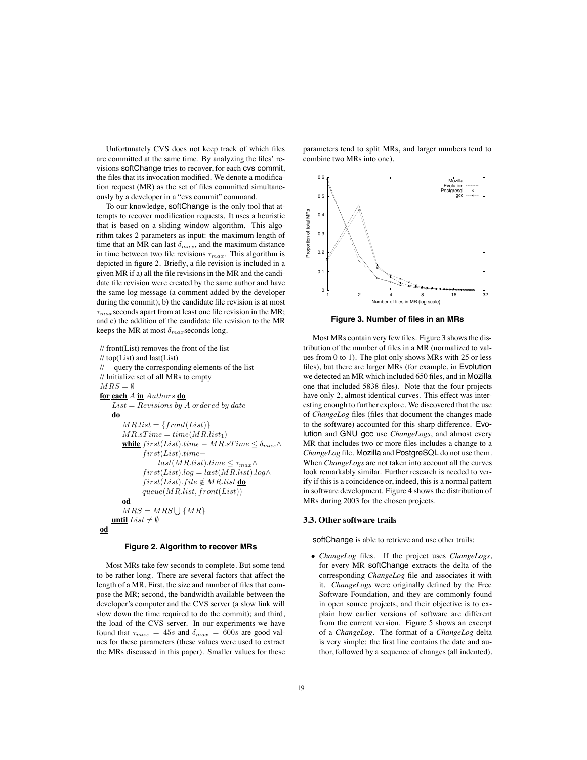Unfortunately CVS does not keep track of which files are committed at the same time. By analyzing the files' revisions softChange tries to recover, for each cvs commit, the files that its invocation modified. We denote a modification request (MR) as the set of files committed simultaneously by a developer in a "cvs commit" command.

To our knowledge, softChange is the only tool that attempts to recover modification requests. It uses a heuristic that is based on a sliding window algorithm. This algorithm takes 2 parameters as input: the maximum length of time that an MR can last $\delta_{max}$, and the maximum distance in time between two file revisions $\tau_{max}$. This algorithm is depicted in figure 2. Briefly, a file revision is included in a given MR if a) all the file revisions in the MR and the candidate file revision were created by the same author and have the same log message (a comment added by the developer during the commit); b) the candidate file revision is at most $\tau_{max}$ seconds apart from at least one file revision in the MR; and c) the addition of the candidate file revision to the MR keeps the MR at most $\delta_{max}$ seconds long.

```
// front(List) removes the front of the list
// top(List) and last(List)
//    query the corresponding elements of the list
// Initialize set of all MRs to empty
MRS = ∅
for each A in Authors do
    List = Revisions by A ordered by date
    do
        MR.list = {front(List)}
        MR.sTime = time(MR.list_1)
        while first(List).time − MR.sTime ≤ δ_max ∧
              first(List).time−
                  last(MR.list).time ≤ τ_max ∧
              first(List).log = last(MR.list).log ∧
              first(List).file ∉ MR.list do
              queue(MR.list, front(List))
        od
        MRS = MRS ⋃ {MR}
    until List ≠ ∅
od
```

**Figure 2. Algorithm to recover MRs**

Most MRs take few seconds to complete. But some tend to be rather long. There are several factors that affect the length of a MR. First, the size and number of files that compose the MR; second, the bandwidth available between the developer's computer and the CVS server (a slow link will slow down the time required to do the commit); and third, the load of the CVS server. In our experiments we have found that $\tau_{max} = 45s$ and $\delta_{max} = 600s$ are good values for these parameters (these values were used to extract the MRs discussed in this paper). Smaller values for these parameters tend to split MRs, and larger numbers tend to combine two MRs into one).

**Figure 3. Number of files in an MRs**

Most MRs contain very few files. Figure 3 shows the distribution of the number of files in a MR (normalized to values from 0 to 1). The plot only shows MRs with 25 or less files), but there are larger MRs (for example, in Evolution we detected an MR which included 650 files, and in Mozilla one that included 5838 files). Note that the four projects have only 2, almost identical curves. This effect was interesting enough to further explore. We discovered that the use of *ChangeLog* files (files that document the changes made to the software) accounted for this sharp difference. Evolution and GNU gcc use *ChangeLogs*, and almost every MR that includes two or more files includes a change to a *ChangeLog* file. Mozilla and PostgreSQL do not use them. When *ChangeLogs* are not taken into account all the curves look remarkably similar. Further research is needed to verify if this is a coincidence or, indeed, this is a normal pattern in software development. Figure 4 shows the distribution of MRs during 2003 for the chosen projects.

### 3.3. Other software trails

softChange is able to retrieve and use other trails:

- *ChangeLog* files. If the project uses *ChangeLogs*, for every MR softChange extracts the delta of the corresponding *ChangeLog* file and associates it with it. *ChangeLogs* were originally defined by the Free Software Foundation, and they are commonly found in open source projects, and their objective is to explain how earlier versions of software are different from the current version. Figure 5 shows an excerpt of a *ChangeLog*. The format of a *ChangeLog* delta is very simple: the first line contains the date and author, followed by a sequence of changes (all indented).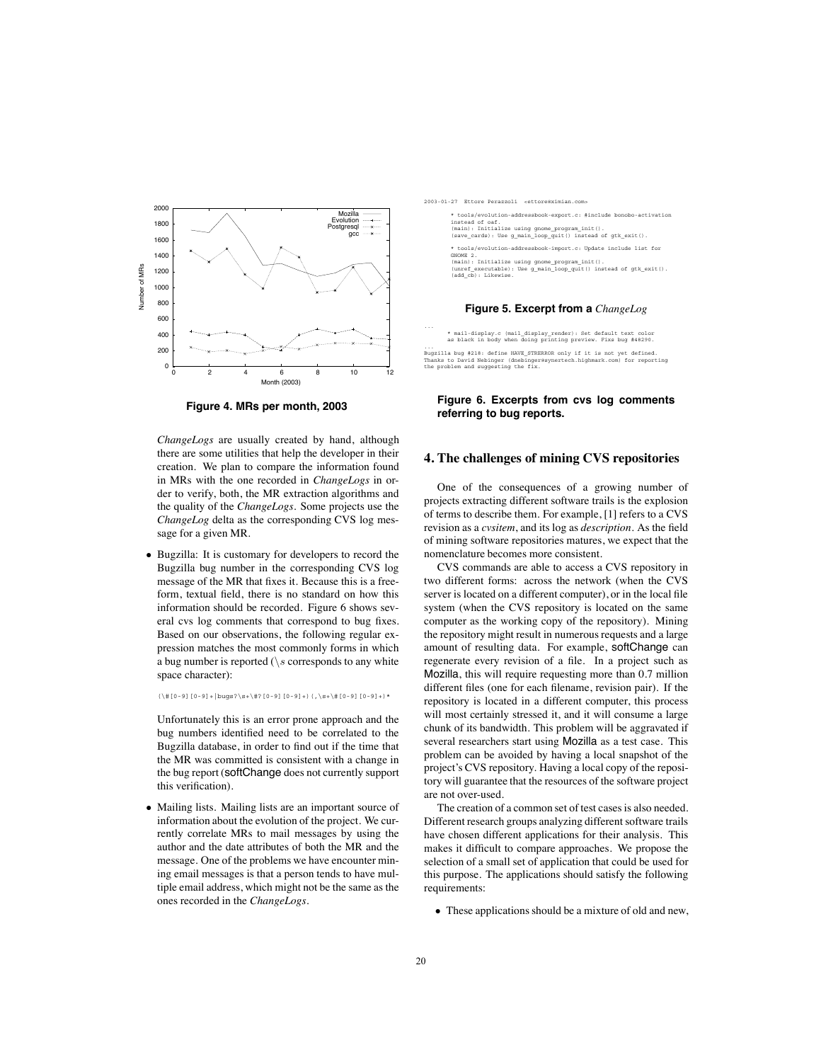Figure 4. MRs per month, 2003

*ChangeLogs* are usually created by hand, although there are some utilities that help the developer in their creation. We plan to compare the information found in MRs with the one recorded in *ChangeLogs* in order to verify, both, the MR extraction algorithms and the quality of the *ChangeLogs*. Some projects use the *ChangeLog* delta as the corresponding CVS log message for a given MR.

- Bugzilla: It is customary for developers to record the Bugzilla bug number in the corresponding CVS log message of the MR that fixes it. Because this is a free-form, textual field, there is no standard on how this information should be recorded. Figure 6 shows several cvs log comments that correspond to bug fixes. Based on our observations, the following regular expression matches the most commonly forms in which a bug number is reported (\s corresponds to any white space character):

```
(\#[0-9][0-9]+|bugs?\s+\#?[0-9][0-9]+)(,\s+\#[0-9][0-9]+)*
```

  Unfortunately this is an error prone approach and the bug numbers identified need to be correlated to the Bugzilla database, in order to find out if the time that the MR was committed is consistent with a change in the bug report (softChange does not currently support this verification).

- Mailing lists. Mailing lists are an important source of information about the evolution of the project. We currently correlate MRs to mail messages by using the author and the date attributes of both the MR and the message. One of the problems we have encounter mining email messages is that a person tends to have multiple email address, which might not be the same as the ones recorded in the *ChangeLogs*.

```
2003-01-27  Ettore Perazzoli  <ettore@ximian.com>

        * tools/evolution-addressbook-export.c: #include bonobo-activation
        instead of oaf.
        (main): Initialize using gnome_program_init().
        (save_cards): Use g_main_loop_quit() instead of gtk_exit().

        * tools/evolution-addressbook-import.c: Update include list for
        GNOME 2.
        (main): Initialize using gnome_program_init().
        (unref_executable): Use g_main_loop_quit() instead of gtk_exit().
        (add_cb): Likewise.
```

**Figure 5. Excerpt from a *ChangeLog***

```
...
      * mail-display.c (mail_display_render): Set default text color
      as black in body when doing printing preview. Fixs bug #48290.
...
Bugzilla bug #218: define HAVE_STRERROR only if it is not yet defined.
Thanks to David Nebinger (dnebinger@synertech.highmark.com) for reporting
the problem and suggesting the fix.
```

**Figure 6. Excerpts from cvs log comments referring to bug reports.**

## 4. The challenges of mining CVS repositories

One of the consequences of a growing number of projects extracting different software trails is the explosion of terms to describe them. For example, [1] refers to a CVS revision as a *cvsitem*, and its log as *description*. As the field of mining software repositories matures, we expect that the nomenclature becomes more consistent.

CVS commands are able to access a CVS repository in two different forms: across the network (when the CVS server is located on a different computer), or in the local file system (when the CVS repository is located on the same computer as the working copy of the repository). Mining the repository might result in numerous requests and a large amount of resulting data. For example, softChange can regenerate every revision of a file. In a project such as Mozilla, this will require requesting more than 0.7 million different files (one for each filename, revision pair). If the repository is located in a different computer, this process will most certainly stressed it, and it will consume a large chunk of its bandwidth. This problem will be aggravated if several researchers start using Mozilla as a test case. This problem can be avoided by having a local snapshot of the project's CVS repository. Having a local copy of the repository will guarantee that the resources of the software project are not over-used.

The creation of a common set of test cases is also needed. Different research groups analyzing different software trails have chosen different applications for their analysis. This makes it difficult to compare approaches. We propose the selection of a small set of application that could be used for this purpose. The applications should satisfy the following requirements:

- These applications should be a mixture of old and new,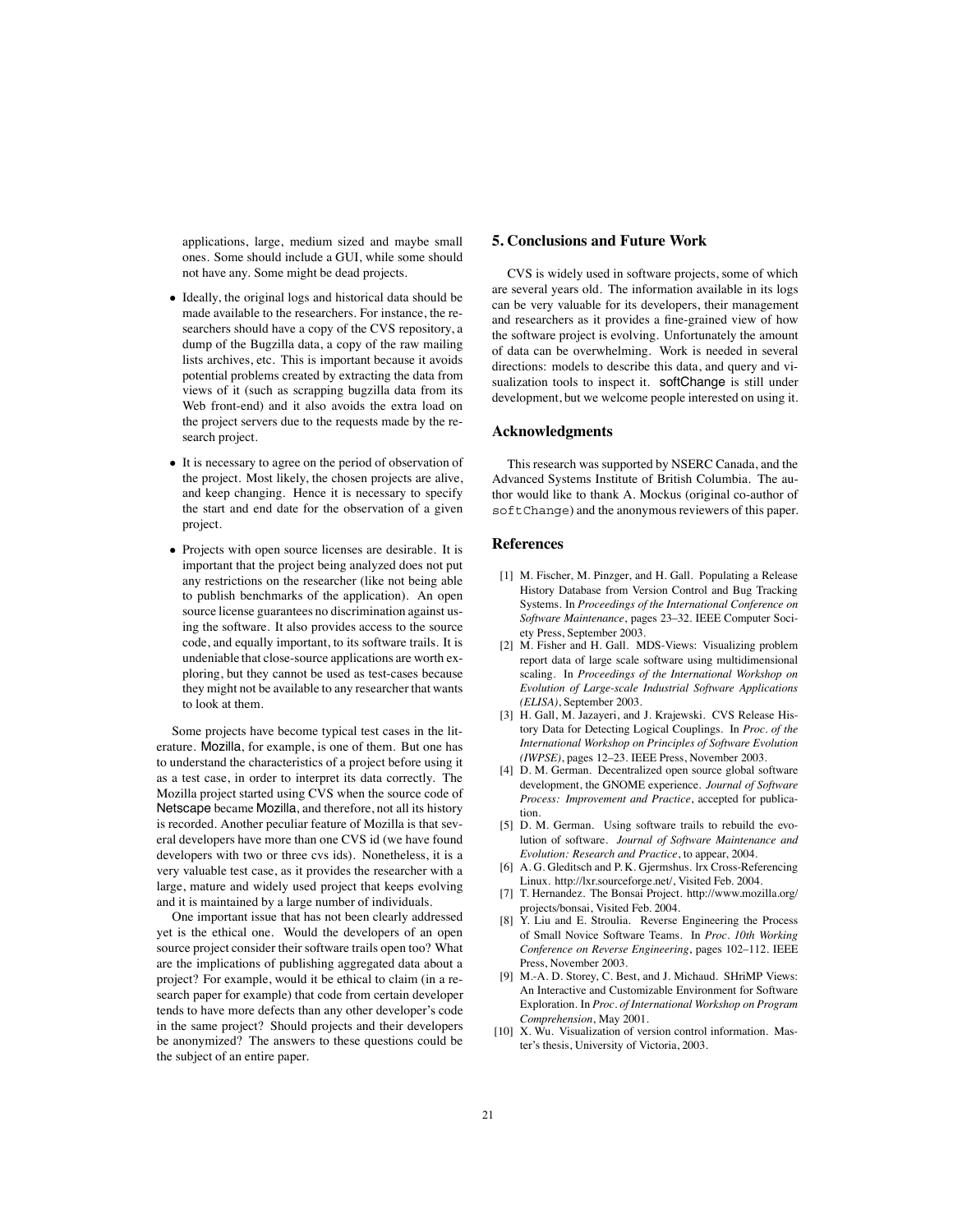applications, large, medium sized and maybe small ones. Some should include a GUI, while some should not have any. Some might be dead projects.

- Ideally, the original logs and historical data should be made available to the researchers. For instance, the researchers should have a copy of the CVS repository, a dump of the Bugzilla data, a copy of the raw mailing lists archives, etc. This is important because it avoids potential problems created by extracting the data from views of it (such as scrapping bugzilla data from its Web front-end) and it also avoids the extra load on the project servers due to the requests made by the research project.
- It is necessary to agree on the period of observation of the project. Most likely, the chosen projects are alive, and keep changing. Hence it is necessary to specify the start and end date for the observation of a given project.
- Projects with open source licenses are desirable. It is important that the project being analyzed does not put any restrictions on the researcher (like not being able to publish benchmarks of the application). An open source license guarantees no discrimination against using the software. It also provides access to the source code, and equally important, to its software trails. It is undeniable that close-source applications are worth exploring, but they cannot be used as test-cases because they might not be available to any researcher that wants to look at them.

Some projects have become typical test cases in the literature. Mozilla, for example, is one of them. But one has to understand the characteristics of a project before using it as a test case, in order to interpret its data correctly. The Mozilla project started using CVS when the source code of Netscape became Mozilla, and therefore, not all its history is recorded. Another peculiar feature of Mozilla is that several developers have more than one CVS id (we have found developers with two or three cvs ids). Nonetheless, it is a very valuable test case, as it provides the researcher with a large, mature and widely used project that keeps evolving and it is maintained by a large number of individuals.

One important issue that has not been clearly addressed yet is the ethical one. Would the developers of an open source project consider their software trails open too? What are the implications of publishing aggregated data about a project? For example, would it be ethical to claim (in a research paper for example) that code from certain developer tends to have more defects than any other developer's code in the same project? Should projects and their developers be anonymized? The answers to these questions could be the subject of an entire paper.

## 5. Conclusions and Future Work

CVS is widely used in software projects, some of which are several years old. The information available in its logs can be very valuable for its developers, their management and researchers as it provides a fine-grained view of how the software project is evolving. Unfortunately the amount of data can be overwhelming. Work is needed in several directions: models to describe this data, and query and visualization tools to inspect it. softChange is still under development, but we welcome people interested on using it.

## Acknowledgments

This research was supported by NSERC Canada, and the Advanced Systems Institute of British Columbia. The author would like to thank A. Mockus (original co-author of `softChange`) and the anonymous reviewers of this paper.

## References

[1] M. Fischer, M. Pinzger, and H. Gall. Populating a Release History Database from Version Control and Bug Tracking Systems. In *Proceedings of the International Conference on Software Maintenance*, pages 23–32. IEEE Computer Society Press, September 2003.

[2] M. Fisher and H. Gall. MDS-Views: Visualizing problem report data of large scale software using multidimensional scaling. In *Proceedings of the International Workshop on Evolution of Large-scale Industrial Software Applications (ELISA)*, September 2003.

[3] H. Gall, M. Jazayeri, and J. Krajewski. CVS Release History Data for Detecting Logical Couplings. In *Proc. of the International Workshop on Principles of Software Evolution (IWPSE)*, pages 12–23. IEEE Press, November 2003.

[4] D. M. German. Decentralized open source global software development, the GNOME experience. *Journal of Software Process: Improvement and Practice*, accepted for publication.

[5] D. M. German. Using software trails to rebuild the evolution of software. *Journal of Software Maintenance and Evolution: Research and Practice*, to appear, 2004.

[6] A. G. Gleditsch and P. K. Gjermshus. lrx Cross-Referencing Linux. http://lxr.sourceforge.net/, Visited Feb. 2004.

[7] T. Hernandez. The Bonsai Project. http://www.mozilla.org/projects/bonsai, Visited Feb. 2004.

[8] Y. Liu and E. Stroulia. Reverse Engineering the Process of Small Novice Software Teams. In *Proc. 10th Working Conference on Reverse Engineering*, pages 102–112. IEEE Press, November 2003.

[9] M.-A. D. Storey, C. Best, and J. Michaud. SHriMP Views: An Interactive and Customizable Environment for Software Exploration. In *Proc. of International Workshop on Program Comprehension*, May 2001.

[10] X. Wu. Visualization of version control information. Master's thesis, University of Victoria, 2003.